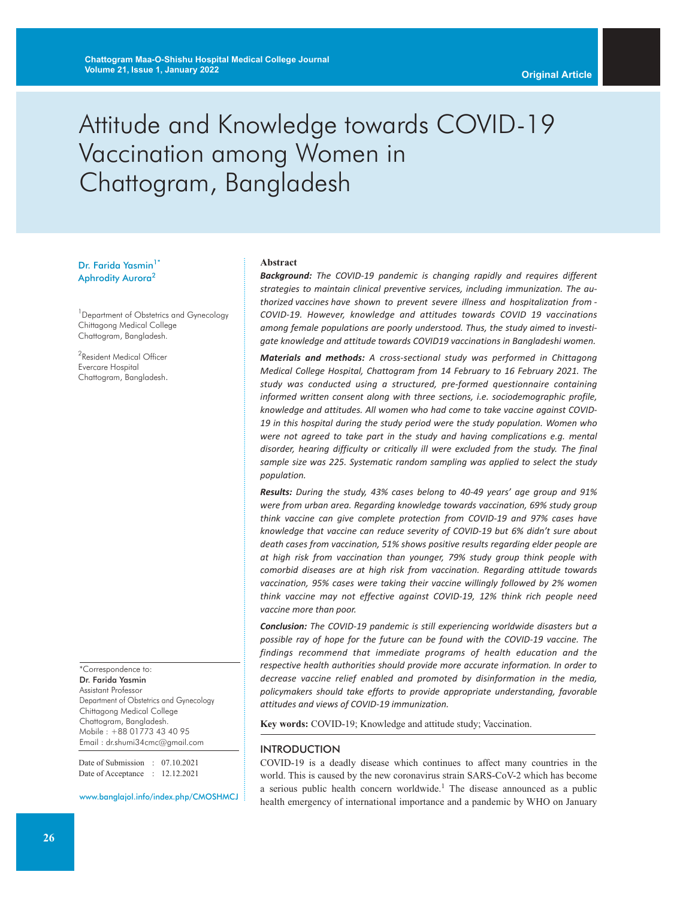Original Article

# Attitude and Knowledge towards COVID-19 Vaccination among Women in Chattogram, Bangladesh

Dr. Farida Yasmin[1*]
Aphrodity Aurora[2]

[1]Department of Obstetrics and Gynecology
Chittagong Medical College
Chattogram, Bangladesh.

[2]Resident Medical Officer
Evercare Hospital
Chattogram, Bangladesh.

## Abstract

***Background:*** *The COVID-19 pandemic is changing rapidly and requires different strategies to maintain clinical preventive services, including immunization. The authorized vaccines have shown to prevent severe illness and hospitalization from - COVID-19. However, knowledge and attitudes towards COVID 19 vaccinations among female populations are poorly understood. Thus, the study aimed to investigate knowledge and attitude towards COVID19 vaccinations in Bangladeshi women.*

***Materials and methods:*** *A cross-sectional study was performed in Chittagong Medical College Hospital, Chattogram from 14 February to 16 February 2021. The study was conducted using a structured, pre-formed questionnaire containing informed written consent along with three sections, i.e. sociodemographic profile, knowledge and attitudes. All women who had come to take vaccine against COVID-19 in this hospital during the study period were the study population. Women who were not agreed to take part in the study and having complications e.g. mental disorder, hearing difficulty or critically ill were excluded from the study. The final sample size was 225. Systematic random sampling was applied to select the study population.*

***Results:*** *During the study, 43% cases belong to 40-49 years' age group and 91% were from urban area. Regarding knowledge towards vaccination, 69% study group think vaccine can give complete protection from COVID-19 and 97% cases have knowledge that vaccine can reduce severity of COVID-19 but 6% didn't sure about death cases from vaccination, 51% shows positive results regarding elder people are at high risk from vaccination than younger, 79% study group think people with comorbid diseases are at high risk from vaccination. Regarding attitude towards vaccination, 95% cases were taking their vaccine willingly followed by 2% women think vaccine may not effective against COVID-19, 12% think rich people need vaccine more than poor.*

***Conclusion:*** *The COVID-19 pandemic is still experiencing worldwide disasters but a possible ray of hope for the future can be found with the COVID-19 vaccine. The findings recommend that immediate programs of health education and the respective health authorities should provide more accurate information. In order to decrease vaccine relief enabled and promoted by disinformation in the media, policymakers should take efforts to provide appropriate understanding, favorable attitudes and views of COVID-19 immunization.*

**Key words:** COVID-19; Knowledge and attitude study; Vaccination.

*Correspondence to:
**Dr. Farida Yasmin**
Assistant Professor
Department of Obstetrics and Gynecology
Chittagong Medical College
Chattogram, Bangladesh.
Mobile : +88 01773 43 40 95
Email : dr.shumi34cmc@gmail.com

Date of Submission : 07.10.2021
Date of Acceptance : 12.12.2021

www.banglajol.info/index.php/CMOSHMCJ

## INTRODUCTION

COVID-19 is a deadly disease which continues to affect many countries in the world. This is caused by the new coronavirus strain SARS-CoV-2 which has become a serious public health concern worldwide.[1] The disease announced as a public health emergency of international importance and a pandemic by WHO on January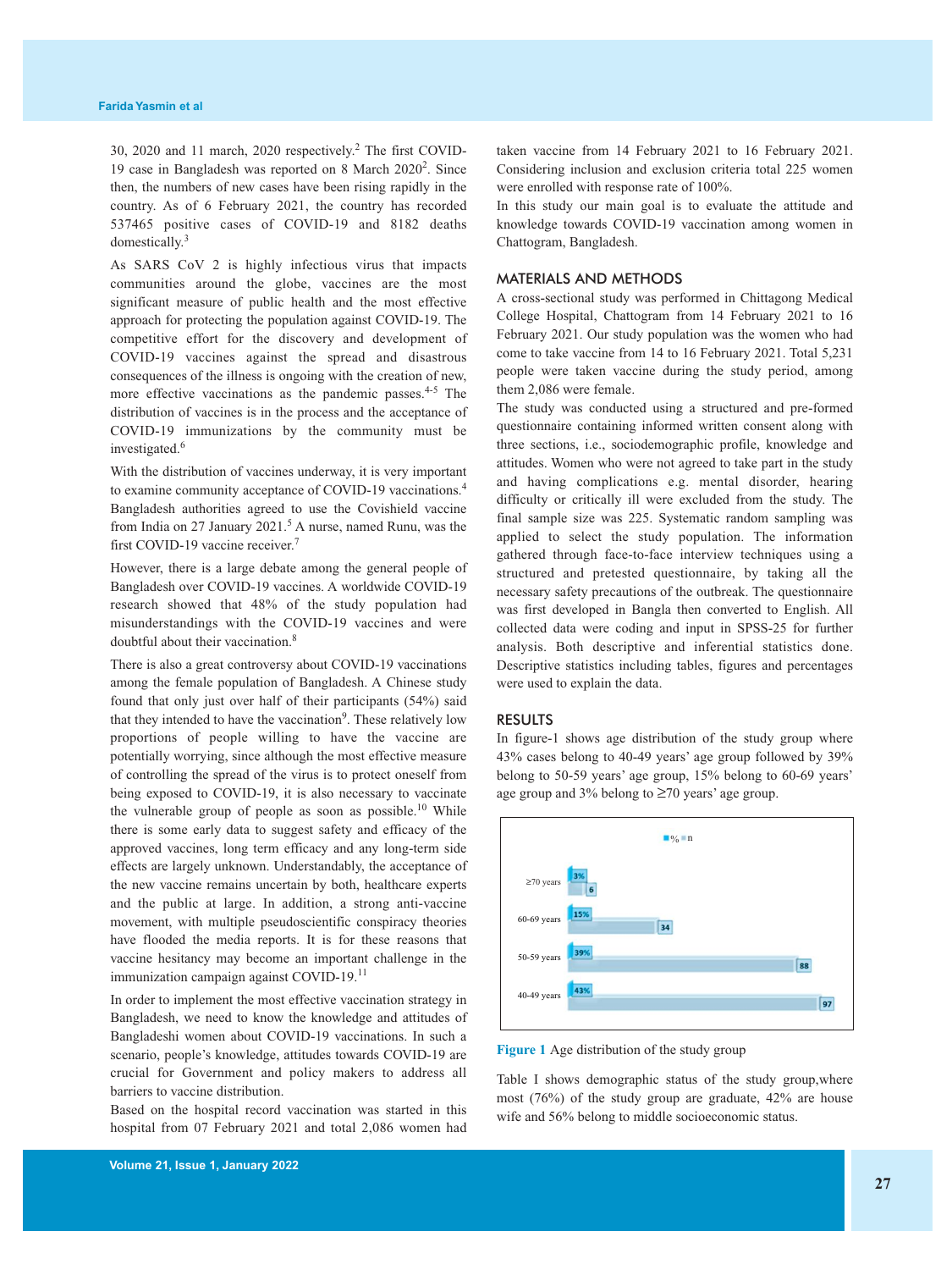30, 2020 and 11 march, 2020 respectively.[2] The first COVID-19 case in Bangladesh was reported on 8 March 2020[2]. Since then, the numbers of new cases have been rising rapidly in the country. As of 6 February 2021, the country has recorded 537465 positive cases of COVID-19 and 8182 deaths domestically.[3]

As SARS CoV 2 is highly infectious virus that impacts communities around the globe, vaccines are the most significant measure of public health and the most effective approach for protecting the population against COVID-19. The competitive effort for the discovery and development of COVID-19 vaccines against the spread and disastrous consequences of the illness is ongoing with the creation of new, more effective vaccinations as the pandemic passes.[4-5] The distribution of vaccines is in the process and the acceptance of COVID-19 immunizations by the community must be investigated.[6]

With the distribution of vaccines underway, it is very important to examine community acceptance of COVID-19 vaccinations.[4] Bangladesh authorities agreed to use the Covishield vaccine from India on 27 January 2021.[5] A nurse, named Runu, was the first COVID-19 vaccine receiver.[7]

However, there is a large debate among the general people of Bangladesh over COVID-19 vaccines. A worldwide COVID-19 research showed that 48% of the study population had misunderstandings with the COVID-19 vaccines and were doubtful about their vaccination.[8]

There is also a great controversy about COVID-19 vaccinations among the female population of Bangladesh. A Chinese study found that only just over half of their participants (54%) said that they intended to have the vaccination[9]. These relatively low proportions of people willing to have the vaccine are potentially worrying, since although the most effective measure of controlling the spread of the virus is to protect oneself from being exposed to COVID-19, it is also necessary to vaccinate the vulnerable group of people as soon as possible.[10] While there is some early data to suggest safety and efficacy of the approved vaccines, long term efficacy and any long-term side effects are largely unknown. Understandably, the acceptance of the new vaccine remains uncertain by both, healthcare experts and the public at large. In addition, a strong anti-vaccine movement, with multiple pseudoscientific conspiracy theories have flooded the media reports. It is for these reasons that vaccine hesitancy may become an important challenge in the immunization campaign against COVID-19.[11]

In order to implement the most effective vaccination strategy in Bangladesh, we need to know the knowledge and attitudes of Bangladeshi women about COVID-19 vaccinations. In such a scenario, people's knowledge, attitudes towards COVID-19 are crucial for Government and policy makers to address all barriers to vaccine distribution.

Based on the hospital record vaccination was started in this hospital from 07 February 2021 and total 2,086 women had taken vaccine from 14 February 2021 to 16 February 2021. Considering inclusion and exclusion criteria total 225 women were enrolled with response rate of 100%.

In this study our main goal is to evaluate the attitude and knowledge towards COVID-19 vaccination among women in Chattogram, Bangladesh.

## MATERIALS AND METHODS

A cross-sectional study was performed in Chittagong Medical College Hospital, Chattogram from 14 February 2021 to 16 February 2021. Our study population was the women who had come to take vaccine from 14 to 16 February 2021. Total 5,231 people were taken vaccine during the study period, among them 2,086 were female.

The study was conducted using a structured and pre-formed questionnaire containing informed written consent along with three sections, i.e., sociodemographic profile, knowledge and attitudes. Women who were not agreed to take part in the study and having complications e.g. mental disorder, hearing difficulty or critically ill were excluded from the study. The final sample size was 225. Systematic random sampling was applied to select the study population. The information gathered through face-to-face interview techniques using a structured and pretested questionnaire, by taking all the necessary safety precautions of the outbreak. The questionnaire was first developed in Bangla then converted to English. All collected data were coding and input in SPSS-25 for further analysis. Both descriptive and inferential statistics done. Descriptive statistics including tables, figures and percentages were used to explain the data.

## RESULTS

In figure-1 shows age distribution of the study group where 43% cases belong to 40-49 years' age group followed by 39% belong to 50-59 years' age group, 15% belong to 60-69 years' age group and 3% belong to ≥70 years' age group.

| Age group | % | n |
|---|---|---|
| ≥70 years | 3% | 6 |
| 60-69 years | 15% | 34 |
| 50-59 years | 39% | 88 |
| 40-49 years | 43% | 97 |

**Figure 1** Age distribution of the study group

Table I shows demographic status of the study group,where most (76%) of the study group are graduate, 42% are house wife and 56% belong to middle socioeconomic status.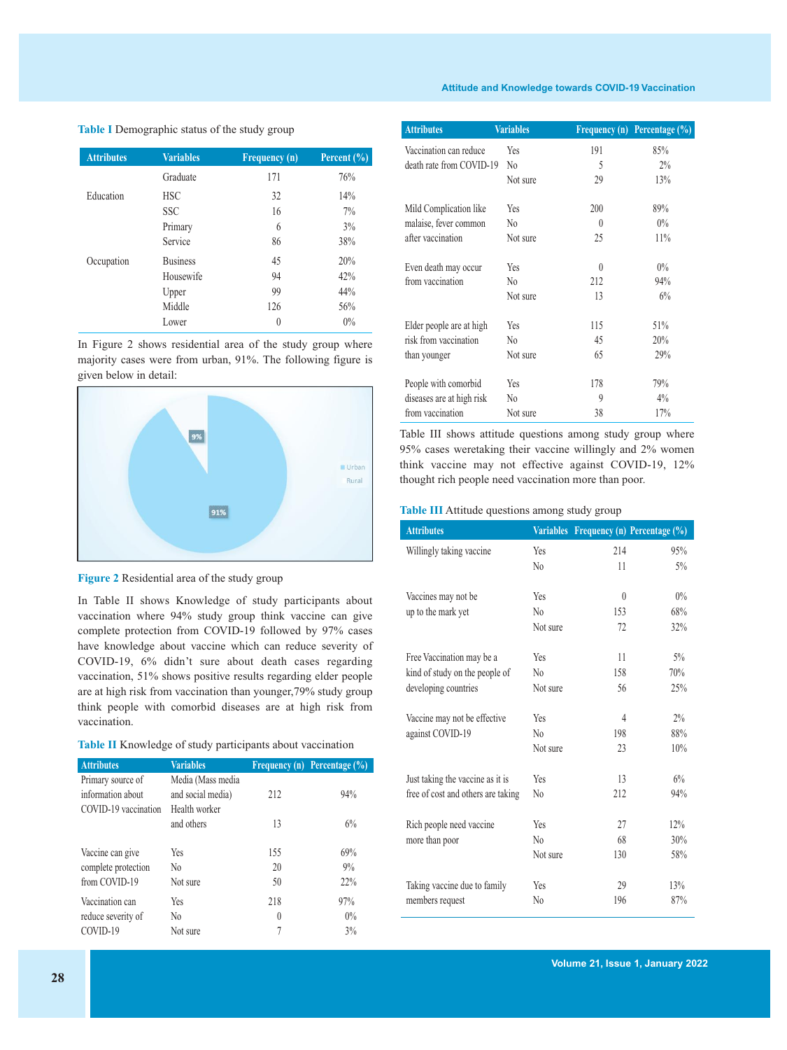**Table I** Demographic status of the study group

| Attributes | Variables | Frequency (n) | Percent (%) |
|---|---|---|---|
| | Graduate | 171 | 76% |
| Education | HSC | 32 | 14% |
| | SSC | 16 | 7% |
| | Primary | 6 | 3% |
| | Service | 86 | 38% |
| Occupation | Business | 45 | 20% |
| | Housewife | 94 | 42% |
| | Upper | 99 | 44% |
| | Middle | 126 | 56% |
| | Lower | 0 | 0% |

In Figure 2 shows residential area of the study group where majority cases were from urban, 91%. The following figure is given below in detail:

**Figure 2** Residential area of the study group

In Table II shows Knowledge of study participants about vaccination where 94% study group think vaccine can give complete protection from COVID-19 followed by 97% cases have knowledge about vaccine which can reduce severity of COVID-19, 6% didn't sure about death cases regarding vaccination, 51% shows positive results regarding elder people are at high risk from vaccination than younger,79% study group think people with comorbid diseases are at high risk from vaccination.

**Table II** Knowledge of study participants about vaccination

| Attributes | Variables | Frequency (n) | Percentage (%) |
|---|---|---|---|
| Primary source of information about COVID-19 vaccination | Media (Mass media and social media) | 212 | 94% |
| | Health worker and others | 13 | 6% |
| Vaccine can give complete protection from COVID-19 | Yes | 155 | 69% |
| | No | 20 | 9% |
| | Not sure | 50 | 22% |
| Vaccination can reduce severity of COVID-19 | Yes | 218 | 97% |
| | No | 0 | 0% |
| | Not sure | 7 | 3% |
| Vaccination can reduce death rate from COVID-19 | Yes | 191 | 85% |
| | No | 5 | 2% |
| | Not sure | 29 | 13% |
| Mild Complication like malaise, fever common after vaccination | Yes | 200 | 89% |
| | No | 0 | 0% |
| | Not sure | 25 | 11% |
| Even death may occur from vaccination | Yes | 0 | 0% |
| | No | 212 | 94% |
| | Not sure | 13 | 6% |
| Elder people are at high risk from vaccination than younger | Yes | 115 | 51% |
| | No | 45 | 20% |
| | Not sure | 65 | 29% |
| People with comorbid diseases are at high risk from vaccination | Yes | 178 | 79% |
| | No | 9 | 4% |
| | Not sure | 38 | 17% |

Table III shows attitude questions among study group where 95% cases weretaking their vaccine willingly and 2% women think vaccine may not effective against COVID-19, 12% thought rich people need vaccination more than poor.

**Table III** Attitude questions among study group

| Attributes | Variables | Frequency (n) | Percentage (%) |
|---|---|---|---|
| Willingly taking vaccine | Yes | 214 | 95% |
| | No | 11 | 5% |
| Vaccines may not be up to the mark yet | Yes | 0 | 0% |
| | No | 153 | 68% |
| | Not sure | 72 | 32% |
| Free Vaccination may be a kind of study on the people of developing countries | Yes | 11 | 5% |
| | No | 158 | 70% |
| | Not sure | 56 | 25% |
| Vaccine may not be effective against COVID-19 | Yes | 4 | 2% |
| | No | 198 | 88% |
| | Not sure | 23 | 10% |
| Just taking the vaccine as it is free of cost and others are taking | Yes | 13 | 6% |
| | No | 212 | 94% |
| Rich people need vaccine more than poor | Yes | 27 | 12% |
| | No | 68 | 30% |
| | Not sure | 130 | 58% |
| Taking vaccine due to family members request | Yes | 29 | 13% |
| | No | 196 | 87% |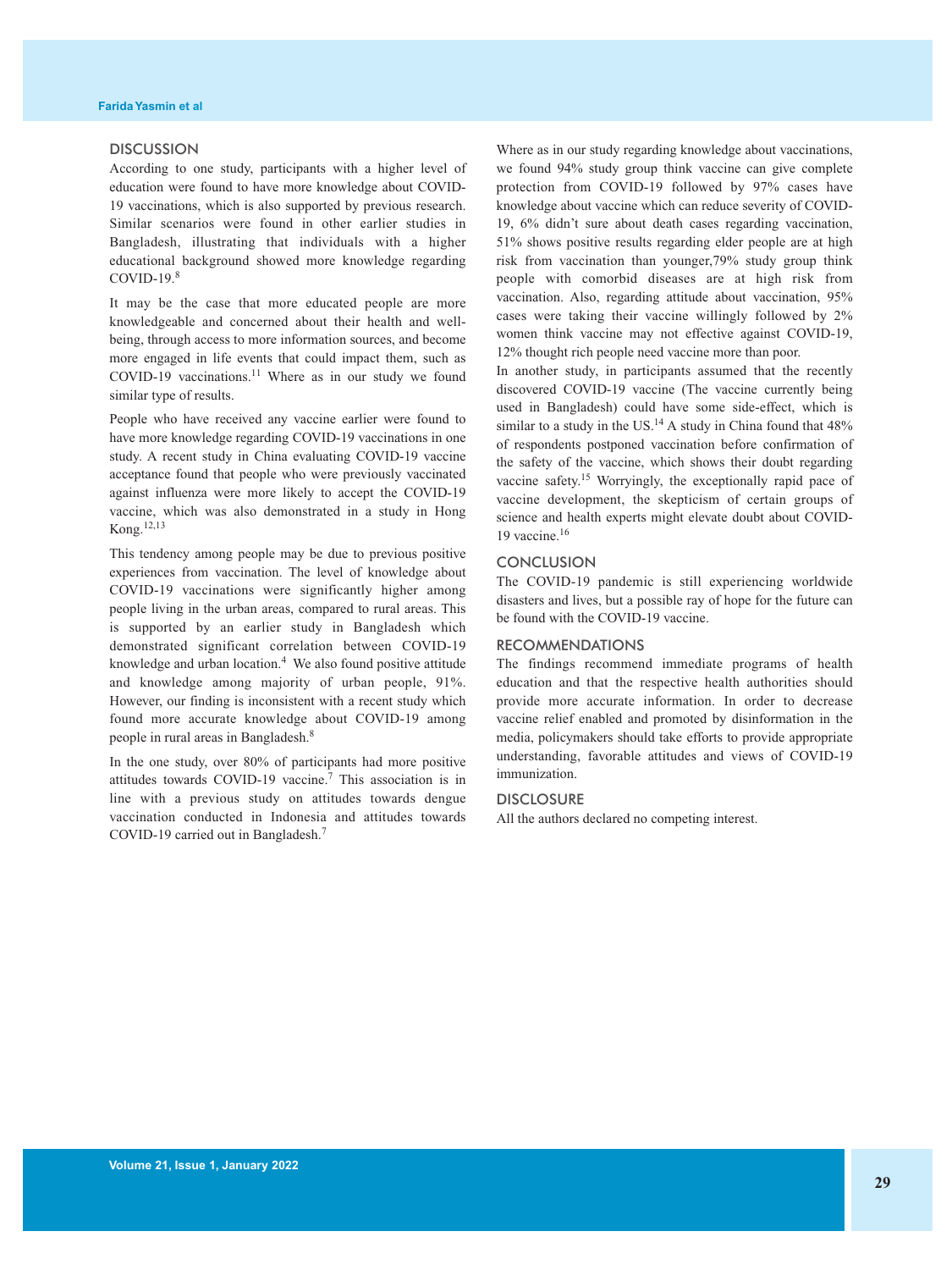## DISCUSSION

According to one study, participants with a higher level of education were found to have more knowledge about COVID-19 vaccinations, which is also supported by previous research. Similar scenarios were found in other earlier studies in Bangladesh, illustrating that individuals with a higher educational background showed more knowledge regarding COVID-19.[8]

It may be the case that more educated people are more knowledgeable and concerned about their health and well-being, through access to more information sources, and become more engaged in life events that could impact them, such as COVID-19 vaccinations.[11] Where as in our study we found similar type of results.

People who have received any vaccine earlier were found to have more knowledge regarding COVID-19 vaccinations in one study. A recent study in China evaluating COVID-19 vaccine acceptance found that people who were previously vaccinated against influenza were more likely to accept the COVID-19 vaccine, which was also demonstrated in a study in Hong Kong.[12,13]

This tendency among people may be due to previous positive experiences from vaccination. The level of knowledge about COVID-19 vaccinations were significantly higher among people living in the urban areas, compared to rural areas. This is supported by an earlier study in Bangladesh which demonstrated significant correlation between COVID-19 knowledge and urban location.[4] We also found positive attitude and knowledge among majority of urban people, 91%. However, our finding is inconsistent with a recent study which found more accurate knowledge about COVID-19 among people in rural areas in Bangladesh.[8]

In the one study, over 80% of participants had more positive attitudes towards COVID-19 vaccine.[7] This association is in line with a previous study on attitudes towards dengue vaccination conducted in Indonesia and attitudes towards COVID-19 carried out in Bangladesh.[7]

Where as in our study regarding knowledge about vaccinations, we found 94% study group think vaccine can give complete protection from COVID-19 followed by 97% cases have knowledge about vaccine which can reduce severity of COVID-19, 6% didn't sure about death cases regarding vaccination, 51% shows positive results regarding elder people are at high risk from vaccination than younger,79% study group think people with comorbid diseases are at high risk from vaccination. Also, regarding attitude about vaccination, 95% cases were taking their vaccine willingly followed by 2% women think vaccine may not effective against COVID-19, 12% thought rich people need vaccine more than poor.

In another study, in participants assumed that the recently discovered COVID-19 vaccine (The vaccine currently being used in Bangladesh) could have some side-effect, which is similar to a study in the US.[14] A study in China found that 48% of respondents postponed vaccination before confirmation of the safety of the vaccine, which shows their doubt regarding vaccine safety.[15] Worryingly, the exceptionally rapid pace of vaccine development, the skepticism of certain groups of science and health experts might elevate doubt about COVID-19 vaccine.[16]

## CONCLUSION

The COVID-19 pandemic is still experiencing worldwide disasters and lives, but a possible ray of hope for the future can be found with the COVID-19 vaccine.

## RECOMMENDATIONS

The findings recommend immediate programs of health education and that the respective health authorities should provide more accurate information. In order to decrease vaccine relief enabled and promoted by disinformation in the media, policymakers should take efforts to provide appropriate understanding, favorable attitudes and views of COVID-19 immunization.

## DISCLOSURE

All the authors declared no competing interest.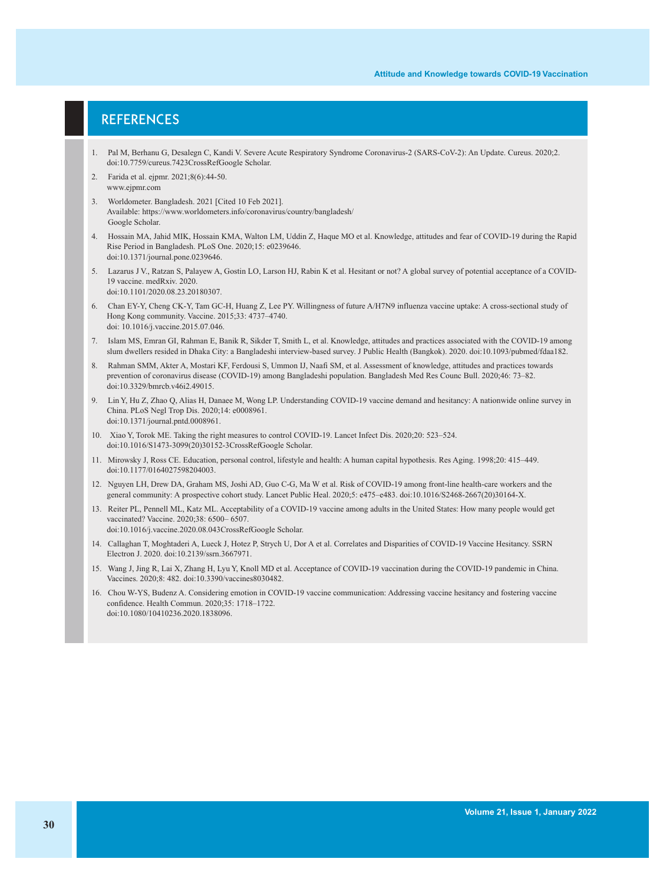## REFERENCES

1. Pal M, Berhanu G, Desalegn C, Kandi V. Severe Acute Respiratory Syndrome Coronavirus-2 (SARS-CoV-2): An Update. Cureus. 2020;2. doi:10.7759/cureus.7423CrossRefGoogle Scholar.
2. Farida et al. ejpmr. 2021;8(6):44-50. www.ejpmr.com
3. Worldometer. Bangladesh. 2021 [Cited 10 Feb 2021]. Available: https://www.worldometers.info/coronavirus/country/bangladesh/ Google Scholar.
4. Hossain MA, Jahid MIK, Hossain KMA, Walton LM, Uddin Z, Haque MO et al. Knowledge, attitudes and fear of COVID-19 during the Rapid Rise Period in Bangladesh. PLoS One. 2020;15: e0239646. doi:10.1371/journal.pone.0239646.
5. Lazarus J V., Ratzan S, Palayew A, Gostin LO, Larson HJ, Rabin K et al. Hesitant or not? A global survey of potential acceptance of a COVID-19 vaccine. medRxiv. 2020. doi:10.1101/2020.08.23.20180307.
6. Chan EY-Y, Cheng CK-Y, Tam GC-H, Huang Z, Lee PY. Willingness of future A/H7N9 influenza vaccine uptake: A cross-sectional study of Hong Kong community. Vaccine. 2015;33: 4737–4740. doi: 10.1016/j.vaccine.2015.07.046.
7. Islam MS, Emran GI, Rahman E, Banik R, Sikder T, Smith L, et al. Knowledge, attitudes and practices associated with the COVID-19 among slum dwellers resided in Dhaka City: a Bangladeshi interview-based survey. J Public Health (Bangkok). 2020. doi:10.1093/pubmed/fdaa182.
8. Rahman SMM, Akter A, Mostari KF, Ferdousi S, Ummon IJ, Naafi SM, et al. Assessment of knowledge, attitudes and practices towards prevention of coronavirus disease (COVID-19) among Bangladeshi population. Bangladesh Med Res Counc Bull. 2020;46: 73–82. doi:10.3329/bmrcb.v46i2.49015.
9. Lin Y, Hu Z, Zhao Q, Alias H, Danaee M, Wong LP. Understanding COVID-19 vaccine demand and hesitancy: A nationwide online survey in China. PLoS Negl Trop Dis. 2020;14: e0008961. doi:10.1371/journal.pntd.0008961.
10. Xiao Y, Torok ME. Taking the right measures to control COVID-19. Lancet Infect Dis. 2020;20: 523–524. doi:10.1016/S1473-3099(20)30152-3CrossRefGoogle Scholar.
11. Mirowsky J, Ross CE. Education, personal control, lifestyle and health: A human capital hypothesis. Res Aging. 1998;20: 415–449. doi:10.1177/0164027598204003.
12. Nguyen LH, Drew DA, Graham MS, Joshi AD, Guo C-G, Ma W et al. Risk of COVID-19 among front-line health-care workers and the general community: A prospective cohort study. Lancet Public Heal. 2020;5: e475–e483. doi:10.1016/S2468-2667(20)30164-X.
13. Reiter PL, Pennell ML, Katz ML. Acceptability of a COVID-19 vaccine among adults in the United States: How many people would get vaccinated? Vaccine. 2020;38: 6500– 6507. doi:10.1016/j.vaccine.2020.08.043CrossRefGoogle Scholar.
14. Callaghan T, Moghtaderi A, Lueck J, Hotez P, Strych U, Dor A et al. Correlates and Disparities of COVID-19 Vaccine Hesitancy. SSRN Electron J. 2020. doi:10.2139/ssrn.3667971.
15. Wang J, Jing R, Lai X, Zhang H, Lyu Y, Knoll MD et al. Acceptance of COVID-19 vaccination during the COVID-19 pandemic in China. Vaccines. 2020;8: 482. doi:10.3390/vaccines8030482.
16. Chou W-YS, Budenz A. Considering emotion in COVID-19 vaccine communication: Addressing vaccine hesitancy and fostering vaccine confidence. Health Commun. 2020;35: 1718–1722. doi:10.1080/10410236.2020.1838096.